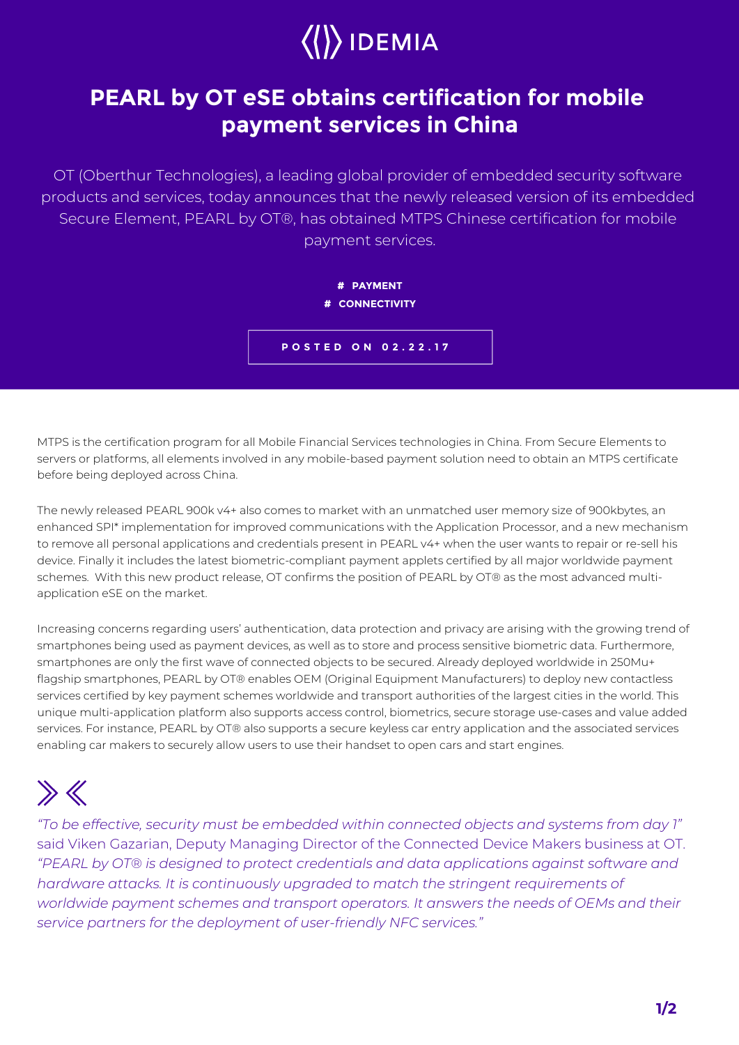IDEMIA

# PEARL by OT eSE obtains certification for mobile payment services in China

OT (Oberthur Technologies), a leading global provider of embedded security software products and services, today announces that the newly released version of its embedded Secure Element, PEARL by OT®, has obtained MTPS Chinese certification for mobile payment services.

**# PAYMENT**
**# CONNECTIVITY**

**POSTED ON 02.22.17**

MTPS is the certification program for all Mobile Financial Services technologies in China. From Secure Elements to servers or platforms, all elements involved in any mobile-based payment solution need to obtain an MTPS certificate before being deployed across China.

The newly released PEARL 900k v4+ also comes to market with an unmatched user memory size of 900kbytes, an enhanced SPI* implementation for improved communications with the Application Processor, and a new mechanism to remove all personal applications and credentials present in PEARL v4+ when the user wants to repair or re-sell his device. Finally it includes the latest biometric-compliant payment applets certified by all major worldwide payment schemes. With this new product release, OT confirms the position of PEARL by OT® as the most advanced multi-application eSE on the market.

Increasing concerns regarding users' authentication, data protection and privacy are arising with the growing trend of smartphones being used as payment devices, as well as to store and process sensitive biometric data. Furthermore, smartphones are only the first wave of connected objects to be secured. Already deployed worldwide in 250Mu+ flagship smartphones, PEARL by OT® enables OEM (Original Equipment Manufacturers) to deploy new contactless services certified by key payment schemes worldwide and transport authorities of the largest cities in the world. This unique multi-application platform also supports access control, biometrics, secure storage use-cases and value added services. For instance, PEARL by OT® also supports a secure keyless car entry application and the associated services enabling car makers to securely allow users to use their handset to open cars and start engines.

*"To be effective, security must be embedded within connected objects and systems from day 1"* said Viken Gazarian, Deputy Managing Director of the Connected Device Makers business at OT. *"PEARL by OT® is designed to protect credentials and data applications against software and hardware attacks. It is continuously upgraded to match the stringent requirements of worldwide payment schemes and transport operators. It answers the needs of OEMs and their service partners for the deployment of user-friendly NFC services."*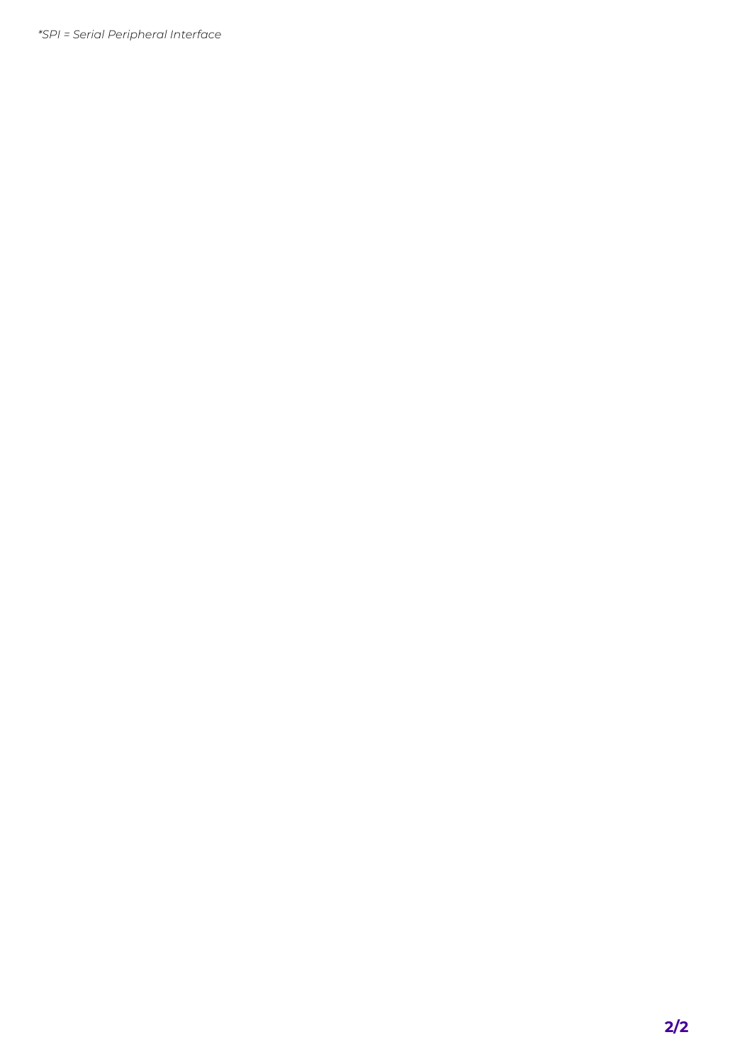*\*SPI = Serial Peripheral Interface*

**SPI = Serial Peripheral Interface*

*SPI = Serial Peripheral Interface